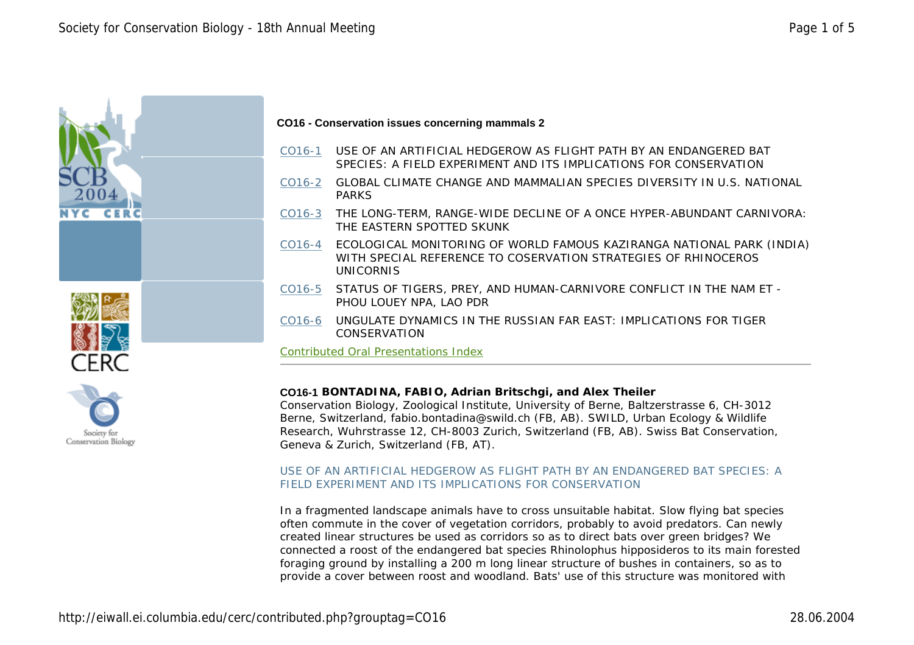**CO16 - Conservation issues concerning mammals 2**

- CO16-1 USE OF AN ARTIFICIAL HEDGEROW AS FLIGHT PATH BY AN ENDANGERED BAT SPECIES: A FIELD EXPERIMENT AND ITS IMPLICATIONS FOR CONSERVATION
- CO16-2 GLOBAL CLIMATE CHANGE AND MAMMALIAN SPECIES DIVERSITY IN U.S. NATIONAL PARKS
- CO16-3 THE LONG-TERM, RANGE-WIDE DECLINE OF A ONCE HYPER-ABUNDANT CARNIVORA: THE EASTERN SPOTTED SKUNK
- CO16-4 ECOLOGICAL MONITORING OF WORLD FAMOUS KAZIRANGA NATIONAL PARK (INDIA) WITH SPECIAL REFERENCE TO COSERVATION STRATEGIES OF RHINOCEROS UNICORNIS
- CO16-5 STATUS OF TIGERS, PREY, AND HUMAN-CARNIVORE CONFLICT IN THE NAM ET - PHOU LOUEY NPA, LAO PDR
- CO16-6 UNGULATE DYNAMICS IN THE RUSSIAN FAR EAST: IMPLICATIONS FOR TIGER CONSERVATION

Contributed Oral Presentations Index

---

**CO16-1 BONTADINA, FABIO, Adrian Britschgi, and Alex Theiler**
Conservation Biology, Zoological Institute, University of Berne, Baltzerstrasse 6, CH-3012 Berne, Switzerland, fabio.bontadina@swild.ch (FB, AB). SWILD, Urban Ecology & Wildlife Research, Wuhrstrasse 12, CH-8003 Zurich, Switzerland (FB, AB). Swiss Bat Conservation, Geneva & Zurich, Switzerland (FB, AT).

USE OF AN ARTIFICIAL HEDGEROW AS FLIGHT PATH BY AN ENDANGERED BAT SPECIES: A FIELD EXPERIMENT AND ITS IMPLICATIONS FOR CONSERVATION

In a fragmented landscape animals have to cross unsuitable habitat. Slow flying bat species often commute in the cover of vegetation corridors, probably to avoid predators. Can newly created linear structures be used as corridors so as to direct bats over green bridges? We connected a roost of the endangered bat species Rhinolophus hipposideros to its main forested foraging ground by installing a 200 m long linear structure of bushes in containers, so as to provide a cover between roost and woodland. Bats' use of this structure was monitored with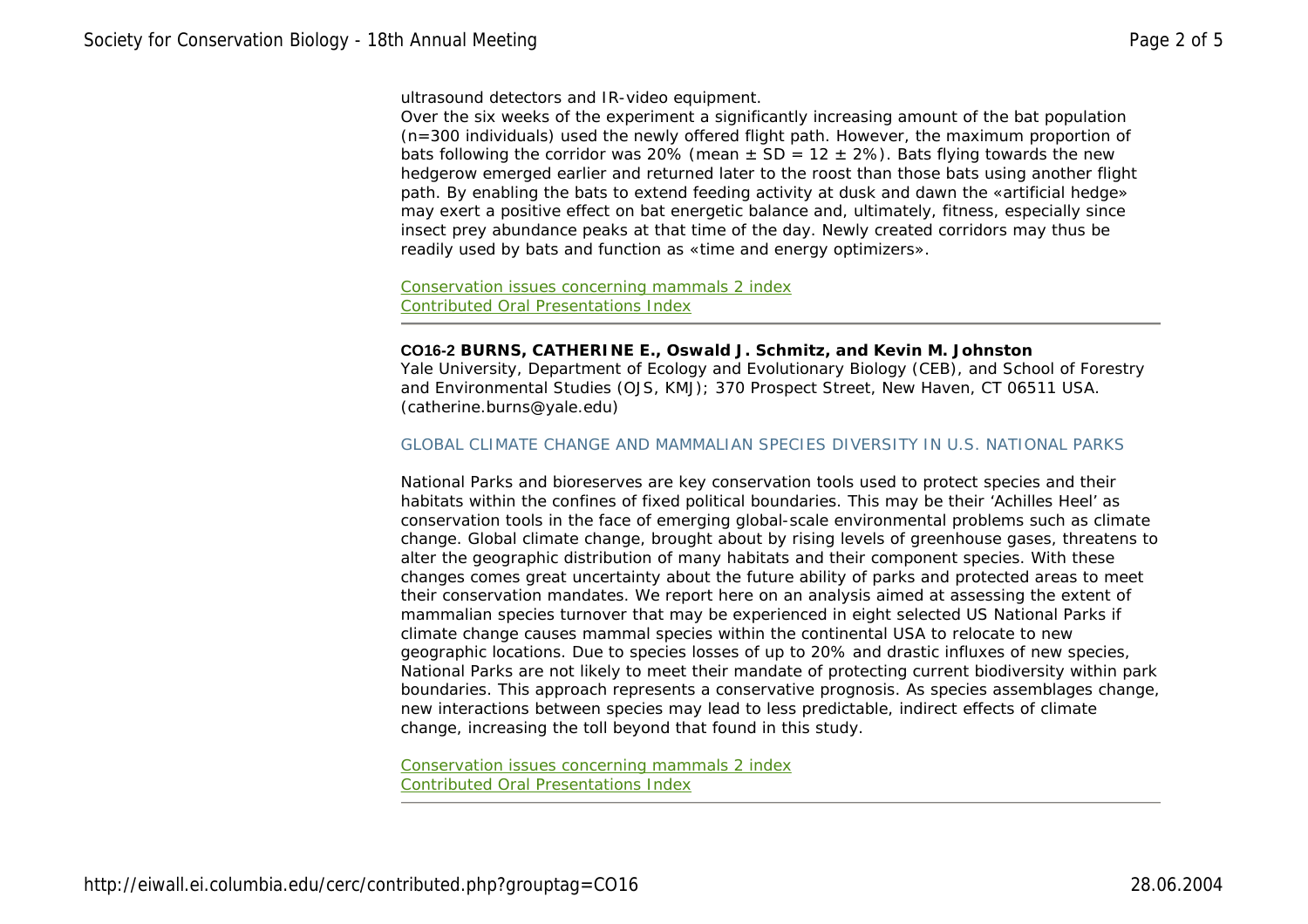ultrasound detectors and IR-video equipment.
Over the six weeks of the experiment a significantly increasing amount of the bat population (n=300 individuals) used the newly offered flight path. However, the maximum proportion of bats following the corridor was 20% (mean ± SD = 12 ± 2%). Bats flying towards the new hedgerow emerged earlier and returned later to the roost than those bats using another flight path. By enabling the bats to extend feeding activity at dusk and dawn the «artificial hedge» may exert a positive effect on bat energetic balance and, ultimately, fitness, especially since insect prey abundance peaks at that time of the day. Newly created corridors may thus be readily used by bats and function as «time and energy optimizers».

Conservation issues concerning mammals 2 index
Contributed Oral Presentations Index

---

**CO16-2 BURNS, CATHERINE E., Oswald J. Schmitz, and Kevin M. Johnston**
Yale University, Department of Ecology and Evolutionary Biology (CEB), and School of Forestry and Environmental Studies (OJS, KMJ); 370 Prospect Street, New Haven, CT 06511 USA. (catherine.burns@yale.edu)

### GLOBAL CLIMATE CHANGE AND MAMMALIAN SPECIES DIVERSITY IN U.S. NATIONAL PARKS

National Parks and bioreserves are key conservation tools used to protect species and their habitats within the confines of fixed political boundaries. This may be their 'Achilles Heel' as conservation tools in the face of emerging global-scale environmental problems such as climate change. Global climate change, brought about by rising levels of greenhouse gases, threatens to alter the geographic distribution of many habitats and their component species. With these changes comes great uncertainty about the future ability of parks and protected areas to meet their conservation mandates. We report here on an analysis aimed at assessing the extent of mammalian species turnover that may be experienced in eight selected US National Parks if climate change causes mammal species within the continental USA to relocate to new geographic locations. Due to species losses of up to 20% and drastic influxes of new species, National Parks are not likely to meet their mandate of protecting current biodiversity within park boundaries. This approach represents a conservative prognosis. As species assemblages change, new interactions between species may lead to less predictable, indirect effects of climate change, increasing the toll beyond that found in this study.

Conservation issues concerning mammals 2 index
Contributed Oral Presentations Index

---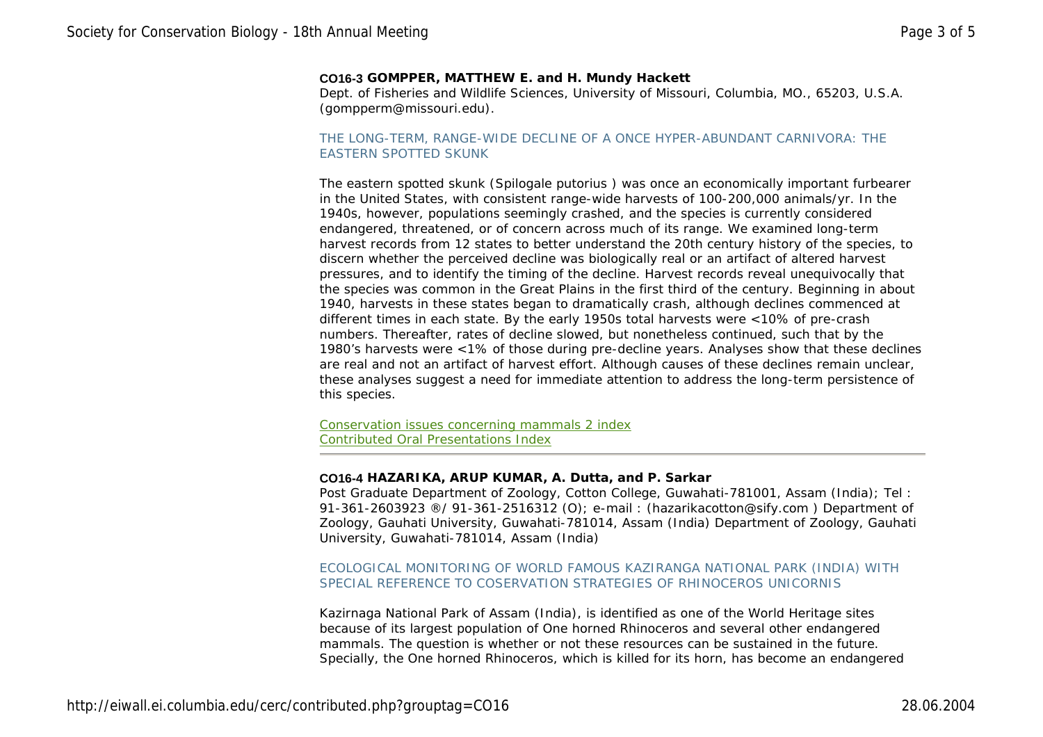**CO16-3 GOMPPER, MATTHEW E. and H. Mundy Hackett**
Dept. of Fisheries and Wildlife Sciences, University of Missouri, Columbia, MO., 65203, U.S.A. (gompperm@missouri.edu).

THE LONG-TERM, RANGE-WIDE DECLINE OF A ONCE HYPER-ABUNDANT CARNIVORA: THE EASTERN SPOTTED SKUNK

The eastern spotted skunk (Spilogale putorius ) was once an economically important furbearer in the United States, with consistent range-wide harvests of 100-200,000 animals/yr. In the 1940s, however, populations seemingly crashed, and the species is currently considered endangered, threatened, or of concern across much of its range. We examined long-term harvest records from 12 states to better understand the 20th century history of the species, to discern whether the perceived decline was biologically real or an artifact of altered harvest pressures, and to identify the timing of the decline. Harvest records reveal unequivocally that the species was common in the Great Plains in the first third of the century. Beginning in about 1940, harvests in these states began to dramatically crash, although declines commenced at different times in each state. By the early 1950s total harvests were <10% of pre-crash numbers. Thereafter, rates of decline slowed, but nonetheless continued, such that by the 1980's harvests were <1% of those during pre-decline years. Analyses show that these declines are real and not an artifact of harvest effort. Although causes of these declines remain unclear, these analyses suggest a need for immediate attention to address the long-term persistence of this species.

Conservation issues concerning mammals 2 index
Contributed Oral Presentations Index

---

**CO16-4 HAZARIKA, ARUP KUMAR, A. Dutta, and P. Sarkar**
Post Graduate Department of Zoology, Cotton College, Guwahati-781001, Assam (India); Tel : 91-361-2603923 ®/ 91-361-2516312 (O); e-mail : (hazarikacotton@sify.com ) Department of Zoology, Gauhati University, Guwahati-781014, Assam (India) Department of Zoology, Gauhati University, Guwahati-781014, Assam (India)

ECOLOGICAL MONITORING OF WORLD FAMOUS KAZIRANGA NATIONAL PARK (INDIA) WITH SPECIAL REFERENCE TO COSERVATION STRATEGIES OF RHINOCEROS UNICORNIS

Kazirnaga National Park of Assam (India), is identified as one of the World Heritage sites because of its largest population of One horned Rhinoceros and several other endangered mammals. The question is whether or not these resources can be sustained in the future. Specially, the One horned Rhinoceros, which is killed for its horn, has become an endangered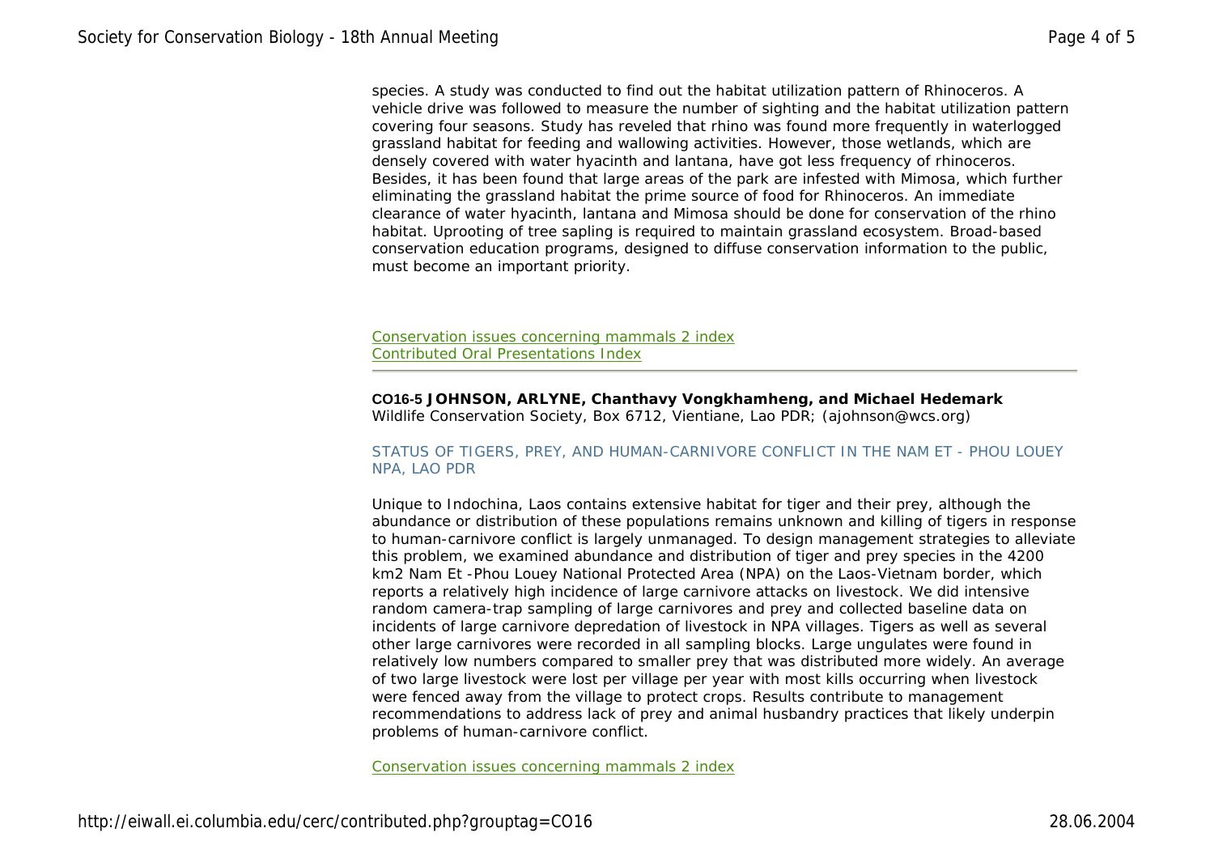species. A study was conducted to find out the habitat utilization pattern of Rhinoceros. A vehicle drive was followed to measure the number of sighting and the habitat utilization pattern covering four seasons. Study has reveled that rhino was found more frequently in waterlogged grassland habitat for feeding and wallowing activities. However, those wetlands, which are densely covered with water hyacinth and lantana, have got less frequency of rhinoceros. Besides, it has been found that large areas of the park are infested with Mimosa, which further eliminating the grassland habitat the prime source of food for Rhinoceros. An immediate clearance of water hyacinth, lantana and Mimosa should be done for conservation of the rhino habitat. Uprooting of tree sapling is required to maintain grassland ecosystem. Broad-based conservation education programs, designed to diffuse conservation information to the public, must become an important priority.

Conservation issues concerning mammals 2 index
Contributed Oral Presentations Index

---

**CO16-5 JOHNSON, ARLYNE, Chanthavy Vongkhamheng, and Michael Hedemark**
Wildlife Conservation Society, Box 6712, Vientiane, Lao PDR; (ajohnson@wcs.org)

STATUS OF TIGERS, PREY, AND HUMAN-CARNIVORE CONFLICT IN THE NAM ET - PHOU LOUEY NPA, LAO PDR

Unique to Indochina, Laos contains extensive habitat for tiger and their prey, although the abundance or distribution of these populations remains unknown and killing of tigers in response to human-carnivore conflict is largely unmanaged. To design management strategies to alleviate this problem, we examined abundance and distribution of tiger and prey species in the 4200 km2 Nam Et -Phou Louey National Protected Area (NPA) on the Laos-Vietnam border, which reports a relatively high incidence of large carnivore attacks on livestock. We did intensive random camera-trap sampling of large carnivores and prey and collected baseline data on incidents of large carnivore depredation of livestock in NPA villages. Tigers as well as several other large carnivores were recorded in all sampling blocks. Large ungulates were found in relatively low numbers compared to smaller prey that was distributed more widely. An average of two large livestock were lost per village per year with most kills occurring when livestock were fenced away from the village to protect crops. Results contribute to management recommendations to address lack of prey and animal husbandry practices that likely underpin problems of human-carnivore conflict.

Conservation issues concerning mammals 2 index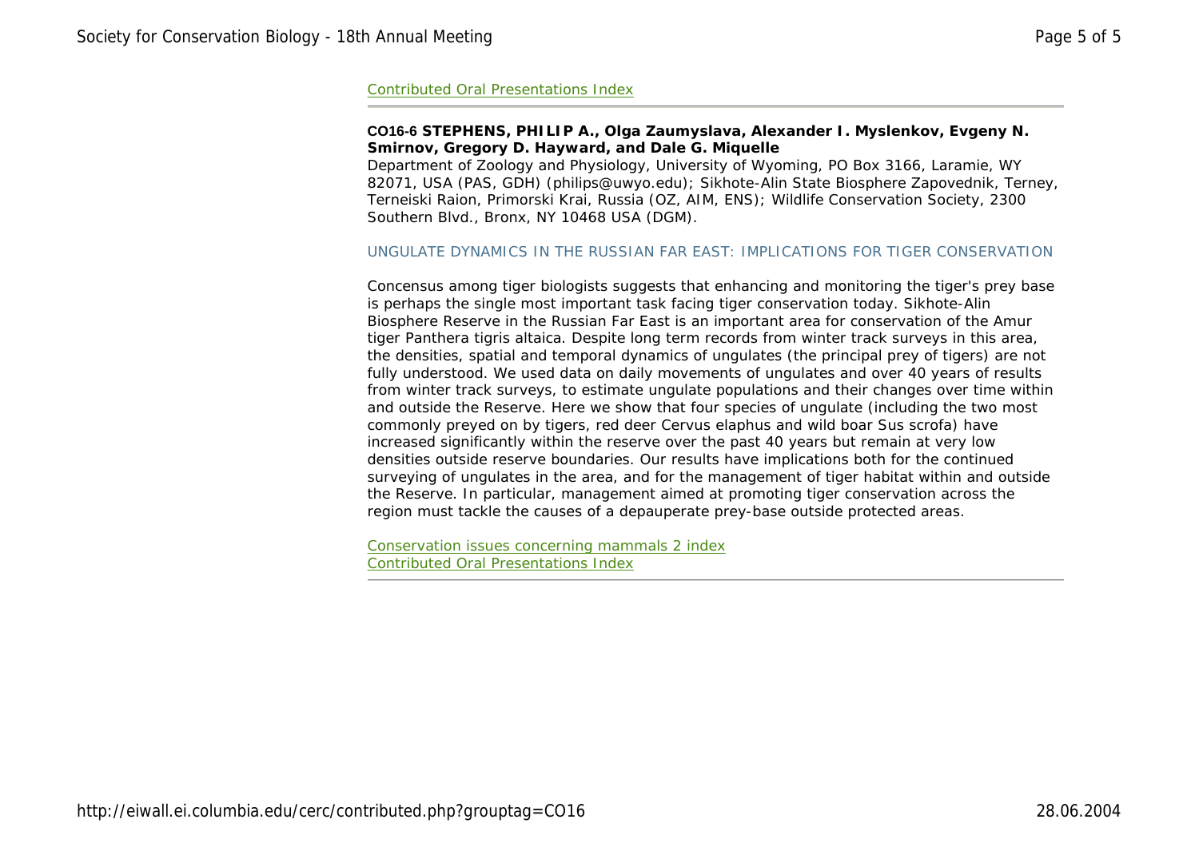Contributed Oral Presentations Index

---

**CO16-6 STEPHENS, PHILIP A., Olga Zaumyslava, Alexander I. Myslenkov, Evgeny N. Smirnov, Gregory D. Hayward, and Dale G. Miquelle**

Department of Zoology and Physiology, University of Wyoming, PO Box 3166, Laramie, WY 82071, USA (PAS, GDH) (philips@uwyo.edu); Sikhote-Alin State Biosphere Zapovednik, Terney, Terneiski Raion, Primorski Krai, Russia (OZ, AIM, ENS); Wildlife Conservation Society, 2300 Southern Blvd., Bronx, NY 10468 USA (DGM).

UNGULATE DYNAMICS IN THE RUSSIAN FAR EAST: IMPLICATIONS FOR TIGER CONSERVATION

Concensus among tiger biologists suggests that enhancing and monitoring the tiger's prey base is perhaps the single most important task facing tiger conservation today. Sikhote-Alin Biosphere Reserve in the Russian Far East is an important area for conservation of the Amur tiger Panthera tigris altaica. Despite long term records from winter track surveys in this area, the densities, spatial and temporal dynamics of ungulates (the principal prey of tigers) are not fully understood. We used data on daily movements of ungulates and over 40 years of results from winter track surveys, to estimate ungulate populations and their changes over time within and outside the Reserve. Here we show that four species of ungulate (including the two most commonly preyed on by tigers, red deer Cervus elaphus and wild boar Sus scrofa) have increased significantly within the reserve over the past 40 years but remain at very low densities outside reserve boundaries. Our results have implications both for the continued surveying of ungulates in the area, and for the management of tiger habitat within and outside the Reserve. In particular, management aimed at promoting tiger conservation across the region must tackle the causes of a depauperate prey-base outside protected areas.

Conservation issues concerning mammals 2 index
Contributed Oral Presentations Index

---